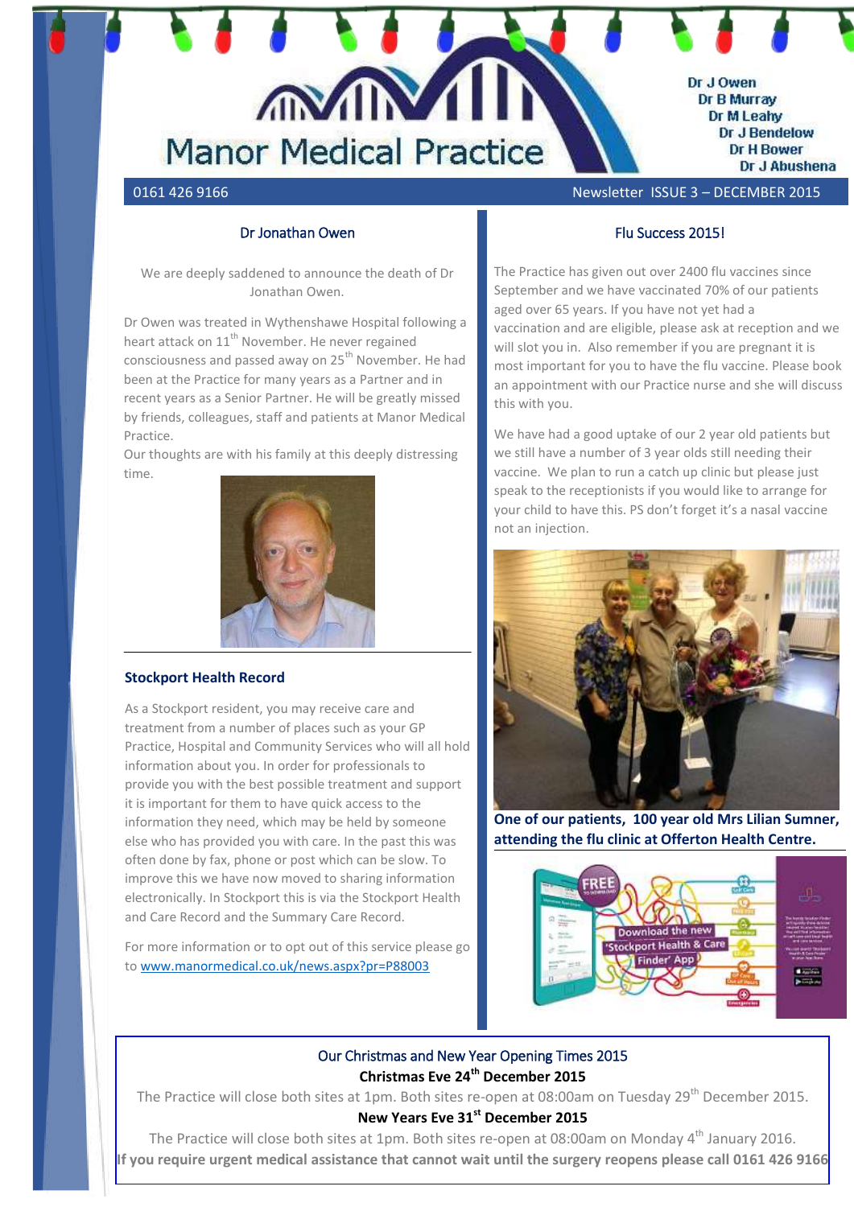# Manor Medical Practice

Dr J Owen
Dr B Murray
Dr M Leahy
Dr J Bendelow
Dr H Bower
Dr J Abushena

0161 426 9166 — Newsletter ISSUE 3 – DECEMBER 2015

## Dr Jonathan Owen

We are deeply saddened to announce the death of Dr Jonathan Owen.

Dr Owen was treated in Wythenshawe Hospital following a heart attack on 11th November. He never regained consciousness and passed away on 25th November. He had been at the Practice for many years as a Partner and in recent years as a Senior Partner. He will be greatly missed by friends, colleagues, staff and patients at Manor Medical Practice.

Our thoughts are with his family at this deeply distressing time.

## Stockport Health Record

As a Stockport resident, you may receive care and treatment from a number of places such as your GP Practice, Hospital and Community Services who will all hold information about you. In order for professionals to provide you with the best possible treatment and support it is important for them to have quick access to the information they need, which may be held by someone else who has provided you with care. In the past this was often done by fax, phone or post which can be slow. To improve this we have now moved to sharing information electronically. In Stockport this is via the Stockport Health and Care Record and the Summary Care Record.

For more information or to opt out of this service please go to [www.manormedical.co.uk/news.aspx?pr=P88003](www.manormedical.co.uk/news.aspx?pr=P88003)

## Flu Success 2015!

The Practice has given out over 2400 flu vaccines since September and we have vaccinated 70% of our patients aged over 65 years. If you have not yet had a vaccination and are eligible, please ask at reception and we will slot you in. Also remember if you are pregnant it is most important for you to have the flu vaccine. Please book an appointment with our Practice nurse and she will discuss this with you.

We have had a good uptake of our 2 year old patients but we still have a number of 3 year olds still needing their vaccine. We plan to run a catch up clinic but please just speak to the receptionists if you would like to arrange for your child to have this. PS don't forget it's a nasal vaccine not an injection.

**One of our patients, 100 year old Mrs Lilian Sumner, attending the flu clinic at Offerton Health Centre.**

FREE TO DOWNLOAD — Download the new 'Stockport Health & Care Finder' App

## Our Christmas and New Year Opening Times 2015

**Christmas Eve 24th December 2015**

The Practice will close both sites at 1pm. Both sites re-open at 08:00am on Tuesday 29th December 2015.

**New Years Eve 31st December 2015**

The Practice will close both sites at 1pm. Both sites re-open at 08:00am on Monday 4th January 2016.

**If you require urgent medical assistance that cannot wait until the surgery reopens please call 0161 426 9166**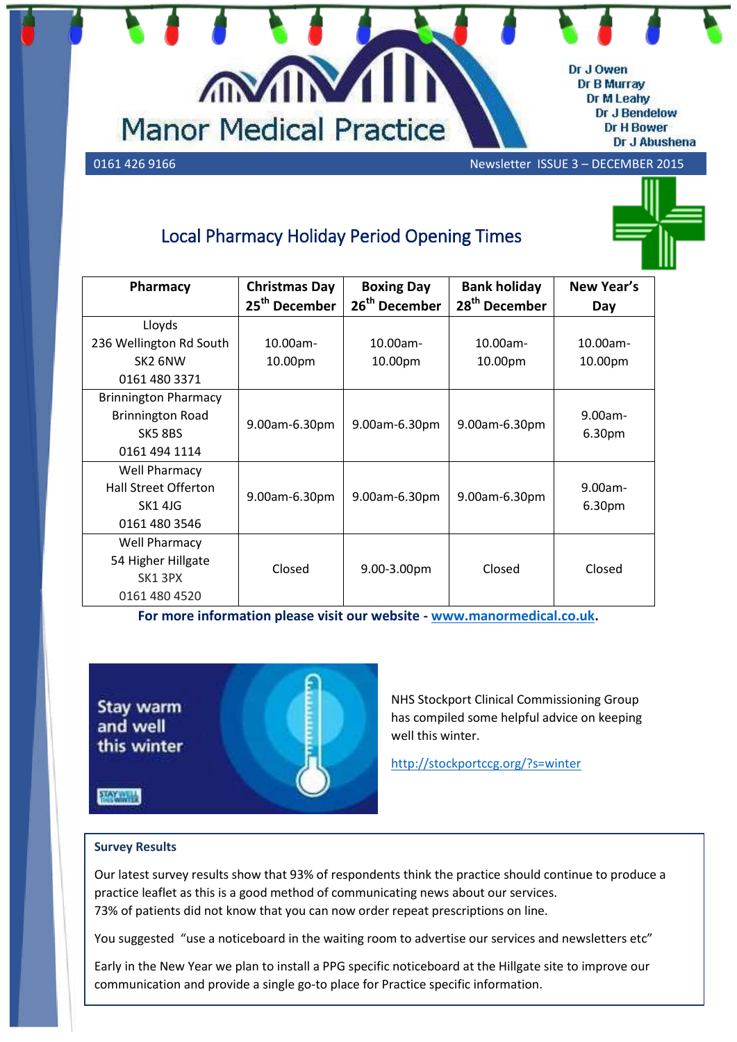# Manor Medical Practice

Dr J Owen
Dr B Murray
Dr M Leahy
Dr J Bendelow
Dr H Bower
Dr J Abushena

0161 426 9166 | Newsletter ISSUE 3 – DECEMBER 2015

## Local Pharmacy Holiday Period Opening Times

| Pharmacy | Christmas Day 25th December | Boxing Day 26th December | Bank holiday 28th December | New Year's Day |
|---|---|---|---|---|
| Lloyds 236 Wellington Rd South SK2 6NW 0161 480 3371 | 10.00am-10.00pm | 10.00am-10.00pm | 10.00am-10.00pm | 10.00am-10.00pm |
| Brinnington Pharmacy Brinnington Road SK5 8BS 0161 494 1114 | 9.00am-6.30pm | 9.00am-6.30pm | 9.00am-6.30pm | 9.00am-6.30pm |
| Well Pharmacy Hall Street Offerton SK1 4JG 0161 480 3546 | 9.00am-6.30pm | 9.00am-6.30pm | 9.00am-6.30pm | 9.00am-6.30pm |
| Well Pharmacy 54 Higher Hillgate SK1 3PX 0161 480 4520 | Closed | 9.00-3.00pm | Closed | Closed |

**For more information please visit our website - www.manormedical.co.uk.**

Stay warm and well this winter

NHS Stockport Clinical Commissioning Group has compiled some helpful advice on keeping well this winter.

http://stockportccg.org/?s=winter

### Survey Results

Our latest survey results show that 93% of respondents think the practice should continue to produce a practice leaflet as this is a good method of communicating news about our services.
73% of patients did not know that you can now order repeat prescriptions on line.

You suggested "use a noticeboard in the waiting room to advertise our services and newsletters etc"

Early in the New Year we plan to install a PPG specific noticeboard at the Hillgate site to improve our communication and provide a single go-to place for Practice specific information.